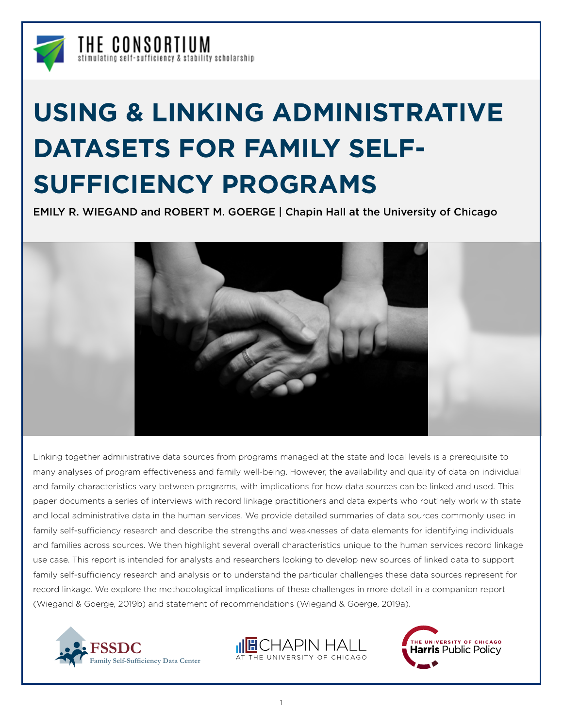THE CONSORTIUM

stimulating self-sufficiency & stability scholarship

# USING & LINKING ADMINISTRATIVE DATASETS FOR FAMILY SELF-SUFFICIENCY PROGRAMS

EMILY R. WIEGAND and ROBERT M. GOERGE | Chapin Hall at the University of Chicago

Linking together administrative data sources from programs managed at the state and local levels is a prerequisite to many analyses of program effectiveness and family well-being. However, the availability and quality of data on individual and family characteristics vary between programs, with implications for how data sources can be linked and used. This paper documents a series of interviews with record linkage practitioners and data experts who routinely work with state and local administrative data in the human services. We provide detailed summaries of data sources commonly used in family self-sufficiency research and describe the strengths and weaknesses of data elements for identifying individuals and families across sources. We then highlight several overall characteristics unique to the human services record linkage use case. This report is intended for analysts and researchers looking to develop new sources of linked data to support family self-sufficiency research and analysis or to understand the particular challenges these data sources represent for record linkage. We explore the methodological implications of these challenges in more detail in a companion report (Wiegand & Goerge, 2019b) and statement of recommendations (Wiegand & Goerge, 2019a).

FSSDC Family Self-Sufficiency Data Center

CHAPIN HALL AT THE UNIVERSITY OF CHICAGO

THE UNIVERSITY OF CHICAGO Harris Public Policy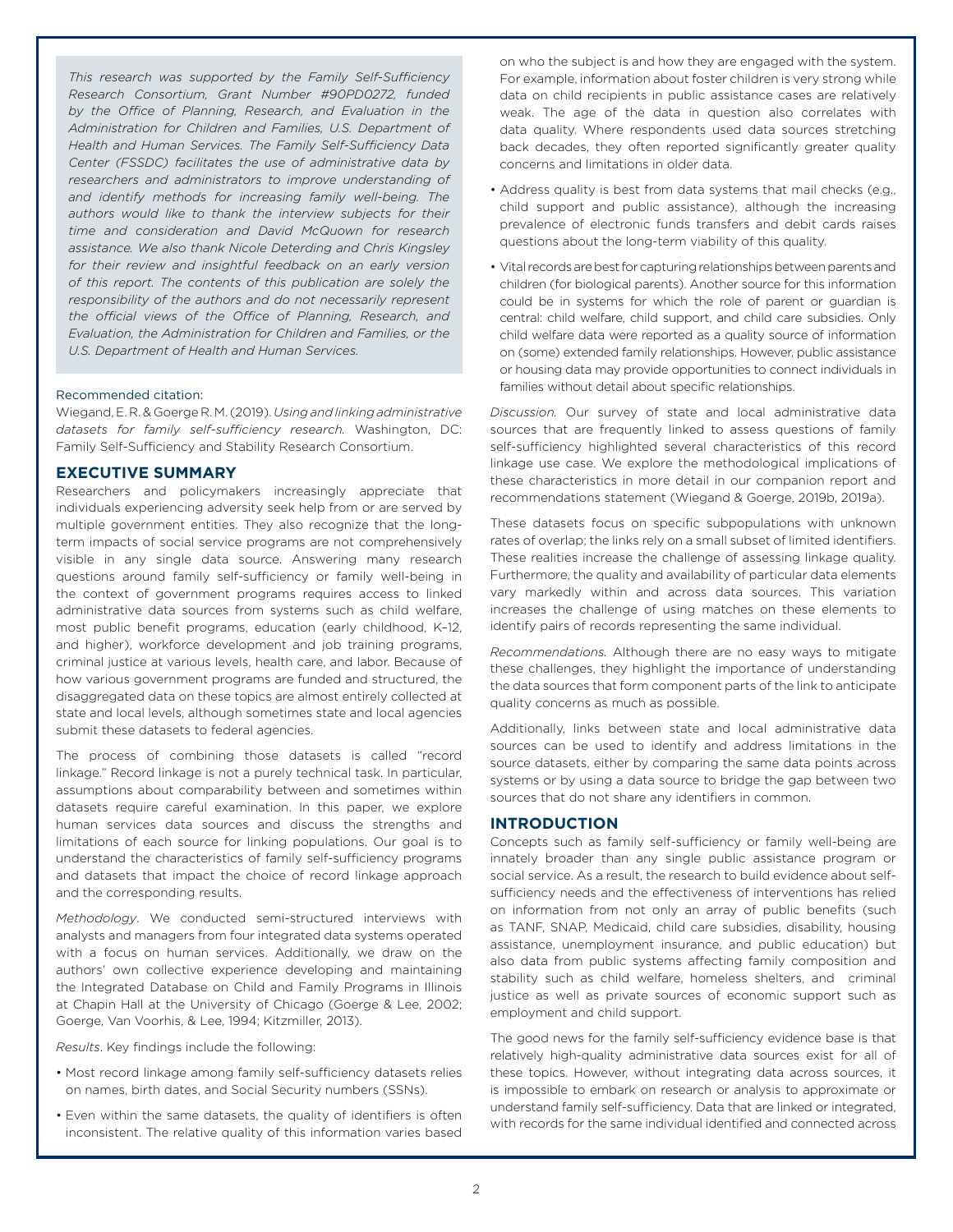*This research was supported by the Family Self-Sufficiency Research Consortium, Grant Number #90PD0272, funded by the Office of Planning, Research, and Evaluation in the Administration for Children and Families, U.S. Department of Health and Human Services. The Family Self-Sufficiency Data Center (FSSDC) facilitates the use of administrative data by researchers and administrators to improve understanding of and identify methods for increasing family well-being. The authors would like to thank the interview subjects for their time and consideration and David McQuown for research assistance. We also thank Nicole Deterding and Chris Kingsley for their review and insightful feedback on an early version of this report. The contents of this publication are solely the responsibility of the authors and do not necessarily represent the official views of the Office of Planning, Research, and Evaluation, the Administration for Children and Families, or the U.S. Department of Health and Human Services.*

Recommended citation:

Wiegand, E. R. & Goerge R. M. (2019). *Using and linking administrative datasets for family self-sufficiency research.* Washington, DC: Family Self-Sufficiency and Stability Research Consortium.

## EXECUTIVE SUMMARY

Researchers and policymakers increasingly appreciate that individuals experiencing adversity seek help from or are served by multiple government entities. They also recognize that the long-term impacts of social service programs are not comprehensively visible in any single data source. Answering many research questions around family self-sufficiency or family well-being in the context of government programs requires access to linked administrative data sources from systems such as child welfare, most public benefit programs, education (early childhood, K–12, and higher), workforce development and job training programs, criminal justice at various levels, health care, and labor. Because of how various government programs are funded and structured, the disaggregated data on these topics are almost entirely collected at state and local levels, although sometimes state and local agencies submit these datasets to federal agencies.

The process of combining those datasets is called "record linkage." Record linkage is not a purely technical task. In particular, assumptions about comparability between and sometimes within datasets require careful examination. In this paper, we explore human services data sources and discuss the strengths and limitations of each source for linking populations. Our goal is to understand the characteristics of family self-sufficiency programs and datasets that impact the choice of record linkage approach and the corresponding results.

*Methodology*. We conducted semi-structured interviews with analysts and managers from four integrated data systems operated with a focus on human services. Additionally, we draw on the authors' own collective experience developing and maintaining the Integrated Database on Child and Family Programs in Illinois at Chapin Hall at the University of Chicago (Goerge & Lee, 2002; Goerge, Van Voorhis, & Lee, 1994; Kitzmiller, 2013).

*Results*. Key findings include the following:

- Most record linkage among family self-sufficiency datasets relies on names, birth dates, and Social Security numbers (SSNs).
- Even within the same datasets, the quality of identifiers is often inconsistent. The relative quality of this information varies based on who the subject is and how they are engaged with the system. For example, information about foster children is very strong while data on child recipients in public assistance cases are relatively weak. The age of the data in question also correlates with data quality. Where respondents used data sources stretching back decades, they often reported significantly greater quality concerns and limitations in older data.
- Address quality is best from data systems that mail checks (e.g., child support and public assistance), although the increasing prevalence of electronic funds transfers and debit cards raises questions about the long-term viability of this quality.
- Vital records are best for capturing relationships between parents and children (for biological parents). Another source for this information could be in systems for which the role of parent or guardian is central: child welfare, child support, and child care subsidies. Only child welfare data were reported as a quality source of information on (some) extended family relationships. However, public assistance or housing data may provide opportunities to connect individuals in families without detail about specific relationships.

*Discussion.* Our survey of state and local administrative data sources that are frequently linked to assess questions of family self-sufficiency highlighted several characteristics of this record linkage use case. We explore the methodological implications of these characteristics in more detail in our companion report and recommendations statement (Wiegand & Goerge, 2019b, 2019a).

These datasets focus on specific subpopulations with unknown rates of overlap; the links rely on a small subset of limited identifiers. These realities increase the challenge of assessing linkage quality. Furthermore, the quality and availability of particular data elements vary markedly within and across data sources. This variation increases the challenge of using matches on these elements to identify pairs of records representing the same individual.

*Recommendations.* Although there are no easy ways to mitigate these challenges, they highlight the importance of understanding the data sources that form component parts of the link to anticipate quality concerns as much as possible.

Additionally, links between state and local administrative data sources can be used to identify and address limitations in the source datasets, either by comparing the same data points across systems or by using a data source to bridge the gap between two sources that do not share any identifiers in common.

## INTRODUCTION

Concepts such as family self-sufficiency or family well-being are innately broader than any single public assistance program or social service. As a result, the research to build evidence about self-sufficiency needs and the effectiveness of interventions has relied on information from not only an array of public benefits (such as TANF, SNAP, Medicaid, child care subsidies, disability, housing assistance, unemployment insurance, and public education) but also data from public systems affecting family composition and stability such as child welfare, homeless shelters, and criminal justice as well as private sources of economic support such as employment and child support.

The good news for the family self-sufficiency evidence base is that relatively high-quality administrative data sources exist for all of these topics. However, without integrating data across sources, it is impossible to embark on research or analysis to approximate or understand family self-sufficiency. Data that are linked or integrated, with records for the same individual identified and connected across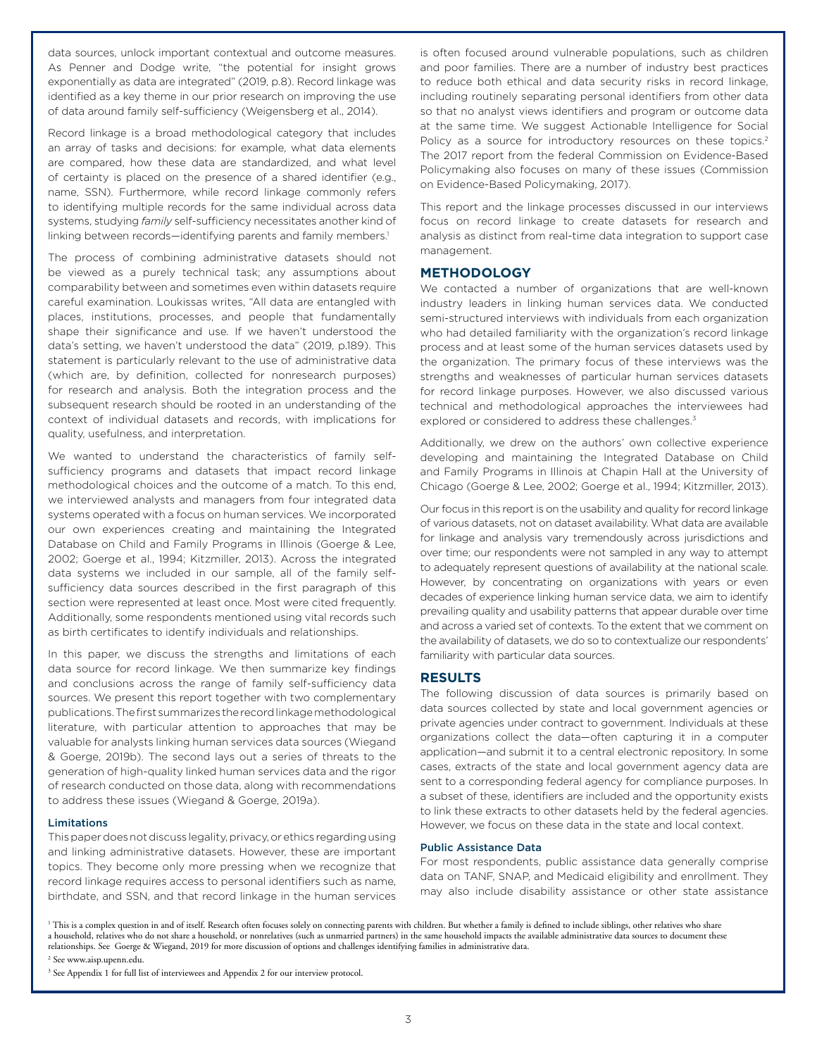data sources, unlock important contextual and outcome measures. As Penner and Dodge write, "the potential for insight grows exponentially as data are integrated" (2019, p.8). Record linkage was identified as a key theme in our prior research on improving the use of data around family self-sufficiency (Weigensberg et al., 2014).

Record linkage is a broad methodological category that includes an array of tasks and decisions: for example, what data elements are compared, how these data are standardized, and what level of certainty is placed on the presence of a shared identifier (e.g., name, SSN). Furthermore, while record linkage commonly refers to identifying multiple records for the same individual across data systems, studying *family* self-sufficiency necessitates another kind of linking between records—identifying parents and family members.[1]

The process of combining administrative datasets should not be viewed as a purely technical task; any assumptions about comparability between and sometimes even within datasets require careful examination. Loukissas writes, "All data are entangled with places, institutions, processes, and people that fundamentally shape their significance and use. If we haven't understood the data's setting, we haven't understood the data" (2019, p.189). This statement is particularly relevant to the use of administrative data (which are, by definition, collected for nonresearch purposes) for research and analysis. Both the integration process and the subsequent research should be rooted in an understanding of the context of individual datasets and records, with implications for quality, usefulness, and interpretation.

We wanted to understand the characteristics of family self-sufficiency programs and datasets that impact record linkage methodological choices and the outcome of a match. To this end, we interviewed analysts and managers from four integrated data systems operated with a focus on human services. We incorporated our own experiences creating and maintaining the Integrated Database on Child and Family Programs in Illinois (Goerge & Lee, 2002; Goerge et al., 1994; Kitzmiller, 2013). Across the integrated data systems we included in our sample, all of the family self-sufficiency data sources described in the first paragraph of this section were represented at least once. Most were cited frequently. Additionally, some respondents mentioned using vital records such as birth certificates to identify individuals and relationships.

In this paper, we discuss the strengths and limitations of each data source for record linkage. We then summarize key findings and conclusions across the range of family self-sufficiency data sources. We present this report together with two complementary publications. The first summarizes the record linkage methodological literature, with particular attention to approaches that may be valuable for analysts linking human services data sources (Wiegand & Goerge, 2019b). The second lays out a series of threats to the generation of high-quality linked human services data and the rigor of research conducted on those data, along with recommendations to address these issues (Wiegand & Goerge, 2019a).

### Limitations

This paper does not discuss legality, privacy, or ethics regarding using and linking administrative datasets. However, these are important topics. They become only more pressing when we recognize that record linkage requires access to personal identifiers such as name, birthdate, and SSN, and that record linkage in the human services is often focused around vulnerable populations, such as children and poor families. There are a number of industry best practices to reduce both ethical and data security risks in record linkage, including routinely separating personal identifiers from other data so that no analyst views identifiers and program or outcome data at the same time. We suggest Actionable Intelligence for Social Policy as a source for introductory resources on these topics.[2] The 2017 report from the federal Commission on Evidence-Based Policymaking also focuses on many of these issues (Commission on Evidence-Based Policymaking, 2017).

This report and the linkage processes discussed in our interviews focus on record linkage to create datasets for research and analysis as distinct from real-time data integration to support case management.

## METHODOLOGY

We contacted a number of organizations that are well-known industry leaders in linking human services data. We conducted semi-structured interviews with individuals from each organization who had detailed familiarity with the organization's record linkage process and at least some of the human services datasets used by the organization. The primary focus of these interviews was the strengths and weaknesses of particular human services datasets for record linkage purposes. However, we also discussed various technical and methodological approaches the interviewees had explored or considered to address these challenges.[3]

Additionally, we drew on the authors' own collective experience developing and maintaining the Integrated Database on Child and Family Programs in Illinois at Chapin Hall at the University of Chicago (Goerge & Lee, 2002; Goerge et al., 1994; Kitzmiller, 2013).

Our focus in this report is on the usability and quality for record linkage of various datasets, not on dataset availability. What data are available for linkage and analysis vary tremendously across jurisdictions and over time; our respondents were not sampled in any way to attempt to adequately represent questions of availability at the national scale. However, by concentrating on organizations with years or even decades of experience linking human service data, we aim to identify prevailing quality and usability patterns that appear durable over time and across a varied set of contexts. To the extent that we comment on the availability of datasets, we do so to contextualize our respondents' familiarity with particular data sources.

## RESULTS

The following discussion of data sources is primarily based on data sources collected by state and local government agencies or private agencies under contract to government. Individuals at these organizations collect the data—often capturing it in a computer application—and submit it to a central electronic repository. In some cases, extracts of the state and local government agency data are sent to a corresponding federal agency for compliance purposes. In a subset of these, identifiers are included and the opportunity exists to link these extracts to other datasets held by the federal agencies. However, we focus on these data in the state and local context.

### Public Assistance Data

For most respondents, public assistance data generally comprise data on TANF, SNAP, and Medicaid eligibility and enrollment. They may also include disability assistance or other state assistance

---

[1] This is a complex question in and of itself. Research often focuses solely on connecting parents with children. But whether a family is defined to include siblings, other relatives who share a household, relatives who do not share a household, or nonrelatives (such as unmarried partners) in the same household impacts the available administrative data sources to document these relationships. See Goerge & Wiegand, 2019 for more discussion of options and challenges identifying families in administrative data.

[2] See www.aisp.upenn.edu.

[3] See Appendix 1 for full list of interviewees and Appendix 2 for our interview protocol.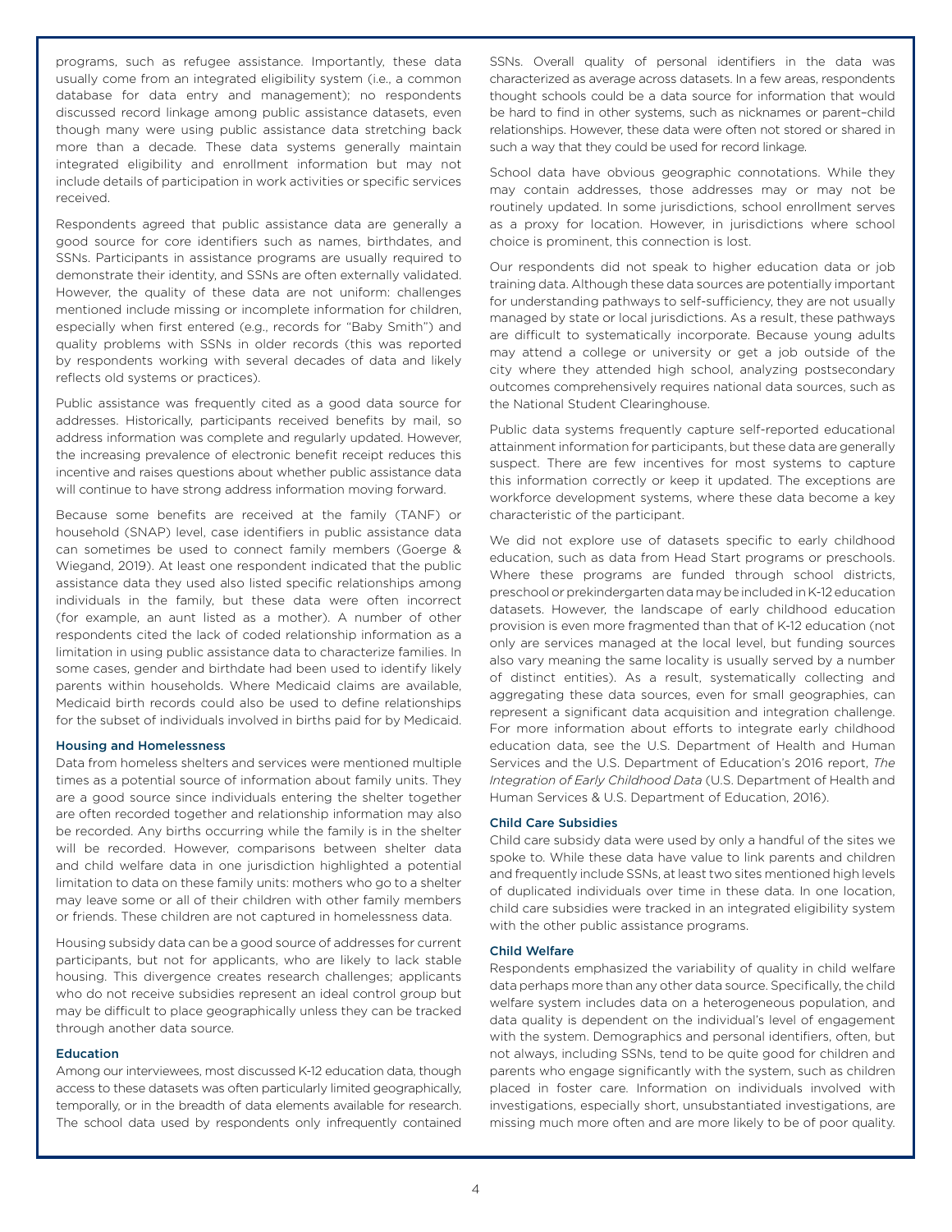programs, such as refugee assistance. Importantly, these data usually come from an integrated eligibility system (i.e., a common database for data entry and management); no respondents discussed record linkage among public assistance datasets, even though many were using public assistance data stretching back more than a decade. These data systems generally maintain integrated eligibility and enrollment information but may not include details of participation in work activities or specific services received.

Respondents agreed that public assistance data are generally a good source for core identifiers such as names, birthdates, and SSNs. Participants in assistance programs are usually required to demonstrate their identity, and SSNs are often externally validated. However, the quality of these data are not uniform: challenges mentioned include missing or incomplete information for children, especially when first entered (e.g., records for "Baby Smith") and quality problems with SSNs in older records (this was reported by respondents working with several decades of data and likely reflects old systems or practices).

Public assistance was frequently cited as a good data source for addresses. Historically, participants received benefits by mail, so address information was complete and regularly updated. However, the increasing prevalence of electronic benefit receipt reduces this incentive and raises questions about whether public assistance data will continue to have strong address information moving forward.

Because some benefits are received at the family (TANF) or household (SNAP) level, case identifiers in public assistance data can sometimes be used to connect family members (Goerge & Wiegand, 2019). At least one respondent indicated that the public assistance data they used also listed specific relationships among individuals in the family, but these data were often incorrect (for example, an aunt listed as a mother). A number of other respondents cited the lack of coded relationship information as a limitation in using public assistance data to characterize families. In some cases, gender and birthdate had been used to identify likely parents within households. Where Medicaid claims are available, Medicaid birth records could also be used to define relationships for the subset of individuals involved in births paid for by Medicaid.

### Housing and Homelessness

Data from homeless shelters and services were mentioned multiple times as a potential source of information about family units. They are a good source since individuals entering the shelter together are often recorded together and relationship information may also be recorded. Any births occurring while the family is in the shelter will be recorded. However, comparisons between shelter data and child welfare data in one jurisdiction highlighted a potential limitation to data on these family units: mothers who go to a shelter may leave some or all of their children with other family members or friends. These children are not captured in homelessness data.

Housing subsidy data can be a good source of addresses for current participants, but not for applicants, who are likely to lack stable housing. This divergence creates research challenges; applicants who do not receive subsidies represent an ideal control group but may be difficult to place geographically unless they can be tracked through another data source.

### Education

Among our interviewees, most discussed K-12 education data, though access to these datasets was often particularly limited geographically, temporally, or in the breadth of data elements available for research. The school data used by respondents only infrequently contained SSNs. Overall quality of personal identifiers in the data was characterized as average across datasets. In a few areas, respondents thought schools could be a data source for information that would be hard to find in other systems, such as nicknames or parent–child relationships. However, these data were often not stored or shared in such a way that they could be used for record linkage.

School data have obvious geographic connotations. While they may contain addresses, those addresses may or may not be routinely updated. In some jurisdictions, school enrollment serves as a proxy for location. However, in jurisdictions where school choice is prominent, this connection is lost.

Our respondents did not speak to higher education data or job training data. Although these data sources are potentially important for understanding pathways to self-sufficiency, they are not usually managed by state or local jurisdictions. As a result, these pathways are difficult to systematically incorporate. Because young adults may attend a college or university or get a job outside of the city where they attended high school, analyzing postsecondary outcomes comprehensively requires national data sources, such as the National Student Clearinghouse.

Public data systems frequently capture self-reported educational attainment information for participants, but these data are generally suspect. There are few incentives for most systems to capture this information correctly or keep it updated. The exceptions are workforce development systems, where these data become a key characteristic of the participant.

We did not explore use of datasets specific to early childhood education, such as data from Head Start programs or preschools. Where these programs are funded through school districts, preschool or prekindergarten data may be included in K-12 education datasets. However, the landscape of early childhood education provision is even more fragmented than that of K-12 education (not only are services managed at the local level, but funding sources also vary meaning the same locality is usually served by a number of distinct entities). As a result, systematically collecting and aggregating these data sources, even for small geographies, can represent a significant data acquisition and integration challenge. For more information about efforts to integrate early childhood education data, see the U.S. Department of Health and Human Services and the U.S. Department of Education's 2016 report, *The Integration of Early Childhood Data* (U.S. Department of Health and Human Services & U.S. Department of Education, 2016).

### Child Care Subsidies

Child care subsidy data were used by only a handful of the sites we spoke to. While these data have value to link parents and children and frequently include SSNs, at least two sites mentioned high levels of duplicated individuals over time in these data. In one location, child care subsidies were tracked in an integrated eligibility system with the other public assistance programs.

### Child Welfare

Respondents emphasized the variability of quality in child welfare data perhaps more than any other data source. Specifically, the child welfare system includes data on a heterogeneous population, and data quality is dependent on the individual's level of engagement with the system. Demographics and personal identifiers, often, but not always, including SSNs, tend to be quite good for children and parents who engage significantly with the system, such as children placed in foster care. Information on individuals involved with investigations, especially short, unsubstantiated investigations, are missing much more often and are more likely to be of poor quality.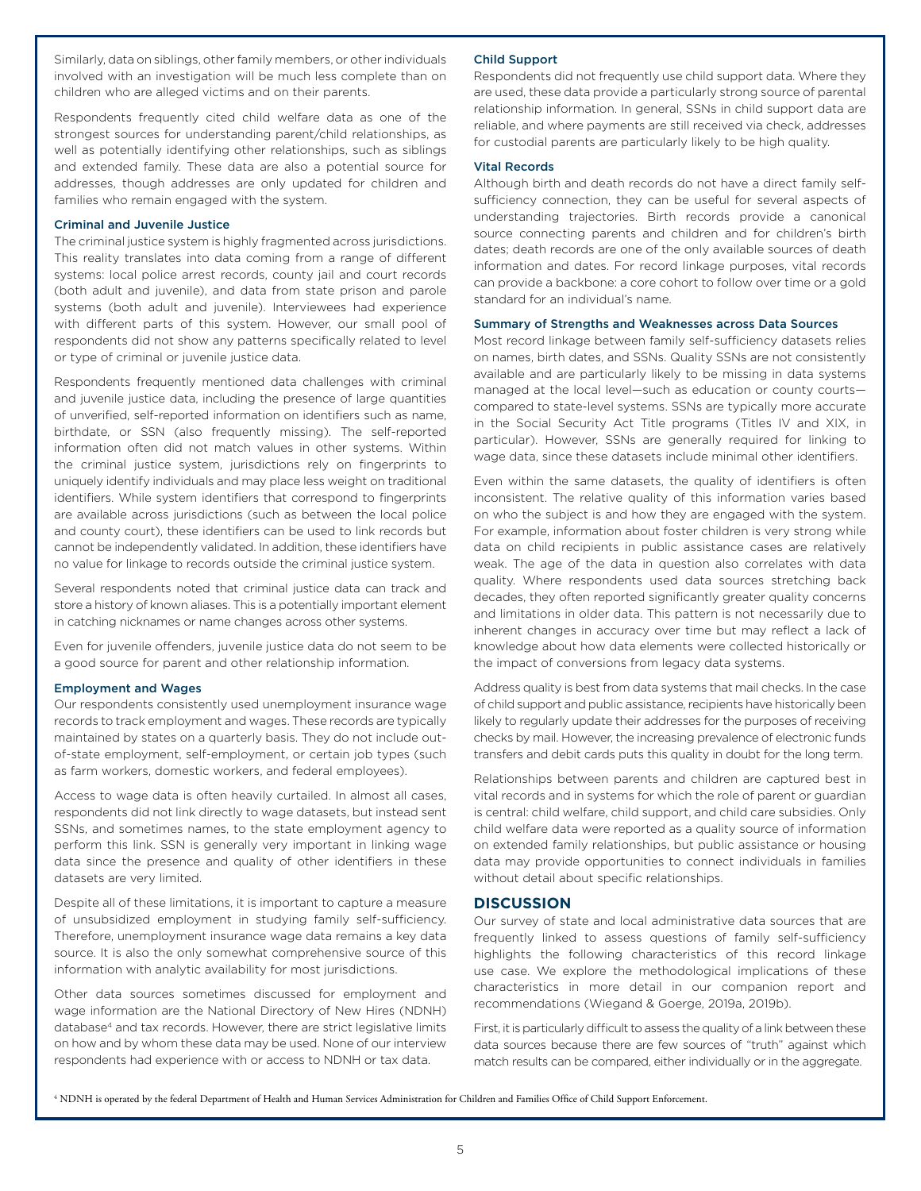Similarly, data on siblings, other family members, or other individuals involved with an investigation will be much less complete than on children who are alleged victims and on their parents.

Respondents frequently cited child welfare data as one of the strongest sources for understanding parent/child relationships, as well as potentially identifying other relationships, such as siblings and extended family. These data are also a potential source for addresses, though addresses are only updated for children and families who remain engaged with the system.

### Criminal and Juvenile Justice

The criminal justice system is highly fragmented across jurisdictions. This reality translates into data coming from a range of different systems: local police arrest records, county jail and court records (both adult and juvenile), and data from state prison and parole systems (both adult and juvenile). Interviewees had experience with different parts of this system. However, our small pool of respondents did not show any patterns specifically related to level or type of criminal or juvenile justice data.

Respondents frequently mentioned data challenges with criminal and juvenile justice data, including the presence of large quantities of unverified, self-reported information on identifiers such as name, birthdate, or SSN (also frequently missing). The self-reported information often did not match values in other systems. Within the criminal justice system, jurisdictions rely on fingerprints to uniquely identify individuals and may place less weight on traditional identifiers. While system identifiers that correspond to fingerprints are available across jurisdictions (such as between the local police and county court), these identifiers can be used to link records but cannot be independently validated. In addition, these identifiers have no value for linkage to records outside the criminal justice system.

Several respondents noted that criminal justice data can track and store a history of known aliases. This is a potentially important element in catching nicknames or name changes across other systems.

Even for juvenile offenders, juvenile justice data do not seem to be a good source for parent and other relationship information.

### Employment and Wages

Our respondents consistently used unemployment insurance wage records to track employment and wages. These records are typically maintained by states on a quarterly basis. They do not include out-of-state employment, self-employment, or certain job types (such as farm workers, domestic workers, and federal employees).

Access to wage data is often heavily curtailed. In almost all cases, respondents did not link directly to wage datasets, but instead sent SSNs, and sometimes names, to the state employment agency to perform this link. SSN is generally very important in linking wage data since the presence and quality of other identifiers in these datasets are very limited.

Despite all of these limitations, it is important to capture a measure of unsubsidized employment in studying family self-sufficiency. Therefore, unemployment insurance wage data remains a key data source. It is also the only somewhat comprehensive source of this information with analytic availability for most jurisdictions.

Other data sources sometimes discussed for employment and wage information are the National Directory of New Hires (NDNH) database[4] and tax records. However, there are strict legislative limits on how and by whom these data may be used. None of our interview respondents had experience with or access to NDNH or tax data.

### Child Support

Respondents did not frequently use child support data. Where they are used, these data provide a particularly strong source of parental relationship information. In general, SSNs in child support data are reliable, and where payments are still received via check, addresses for custodial parents are particularly likely to be high quality.

### Vital Records

Although birth and death records do not have a direct family self-sufficiency connection, they can be useful for several aspects of understanding trajectories. Birth records provide a canonical source connecting parents and children and for children's birth dates; death records are one of the only available sources of death information and dates. For record linkage purposes, vital records can provide a backbone: a core cohort to follow over time or a gold standard for an individual's name.

### Summary of Strengths and Weaknesses across Data Sources

Most record linkage between family self-sufficiency datasets relies on names, birth dates, and SSNs. Quality SSNs are not consistently available and are particularly likely to be missing in data systems managed at the local level—such as education or county courts—compared to state-level systems. SSNs are typically more accurate in the Social Security Act Title programs (Titles IV and XIX, in particular). However, SSNs are generally required for linking to wage data, since these datasets include minimal other identifiers.

Even within the same datasets, the quality of identifiers is often inconsistent. The relative quality of this information varies based on who the subject is and how they are engaged with the system. For example, information about foster children is very strong while data on child recipients in public assistance cases are relatively weak. The age of the data in question also correlates with data quality. Where respondents used data sources stretching back decades, they often reported significantly greater quality concerns and limitations in older data. This pattern is not necessarily due to inherent changes in accuracy over time but may reflect a lack of knowledge about how data elements were collected historically or the impact of conversions from legacy data systems.

Address quality is best from data systems that mail checks. In the case of child support and public assistance, recipients have historically been likely to regularly update their addresses for the purposes of receiving checks by mail. However, the increasing prevalence of electronic funds transfers and debit cards puts this quality in doubt for the long term.

Relationships between parents and children are captured best in vital records and in systems for which the role of parent or guardian is central: child welfare, child support, and child care subsidies. Only child welfare data were reported as a quality source of information on extended family relationships, but public assistance or housing data may provide opportunities to connect individuals in families without detail about specific relationships.

## DISCUSSION

Our survey of state and local administrative data sources that are frequently linked to assess questions of family self-sufficiency highlights the following characteristics of this record linkage use case. We explore the methodological implications of these characteristics in more detail in our companion report and recommendations (Wiegand & Goerge, 2019a, 2019b).

First, it is particularly difficult to assess the quality of a link between these data sources because there are few sources of "truth" against which match results can be compared, either individually or in the aggregate.

[4] NDNH is operated by the federal Department of Health and Human Services Administration for Children and Families Office of Child Support Enforcement.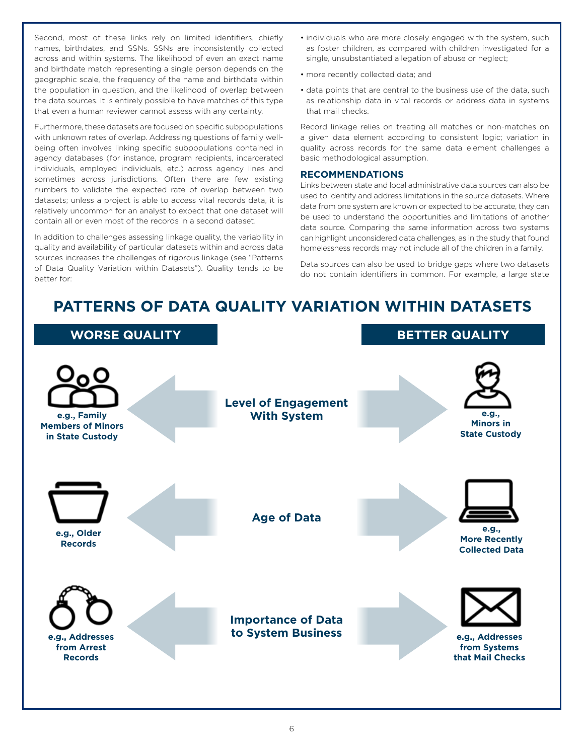Second, most of these links rely on limited identifiers, chiefly names, birthdates, and SSNs. SSNs are inconsistently collected across and within systems. The likelihood of even an exact name and birthdate match representing a single person depends on the geographic scale, the frequency of the name and birthdate within the population in question, and the likelihood of overlap between the data sources. It is entirely possible to have matches of this type that even a human reviewer cannot assess with any certainty.

Furthermore, these datasets are focused on specific subpopulations with unknown rates of overlap. Addressing questions of family well-being often involves linking specific subpopulations contained in agency databases (for instance, program recipients, incarcerated individuals, employed individuals, etc.) across agency lines and sometimes across jurisdictions. Often there are few existing numbers to validate the expected rate of overlap between two datasets; unless a project is able to access vital records data, it is relatively uncommon for an analyst to expect that one dataset will contain all or even most of the records in a second dataset.

In addition to challenges assessing linkage quality, the variability in quality and availability of particular datasets within and across data sources increases the challenges of rigorous linkage (see "Patterns of Data Quality Variation within Datasets"). Quality tends to be better for:

- individuals who are more closely engaged with the system, such as foster children, as compared with children investigated for a single, unsubstantiated allegation of abuse or neglect;
- more recently collected data; and
- data points that are central to the business use of the data, such as relationship data in vital records or address data in systems that mail checks.

Record linkage relies on treating all matches or non-matches on a given data element according to consistent logic; variation in quality across records for the same data element challenges a basic methodological assumption.

### RECOMMENDATIONS

Links between state and local administrative data sources can also be used to identify and address limitations in the source datasets. Where data from one system are known or expected to be accurate, they can be used to understand the opportunities and limitations of another data source. Comparing the same information across two systems can highlight unconsidered data challenges, as in the study that found homelessness records may not include all of the children in a family.

Data sources can also be used to bridge gaps where two datasets do not contain identifiers in common. For example, a large state

## PATTERNS OF DATA QUALITY VARIATION WITHIN DATASETS

| WORSE QUALITY | | BETTER QUALITY |
|---|---|---|
| e.g., Family Members of Minors in State Custody | Level of Engagement With System | e.g., Minors in State Custody |
| e.g., Older Records | Age of Data | e.g., More Recently Collected Data |
| e.g., Addresses from Arrest Records | Importance of Data to System Business | e.g., Addresses from Systems that Mail Checks |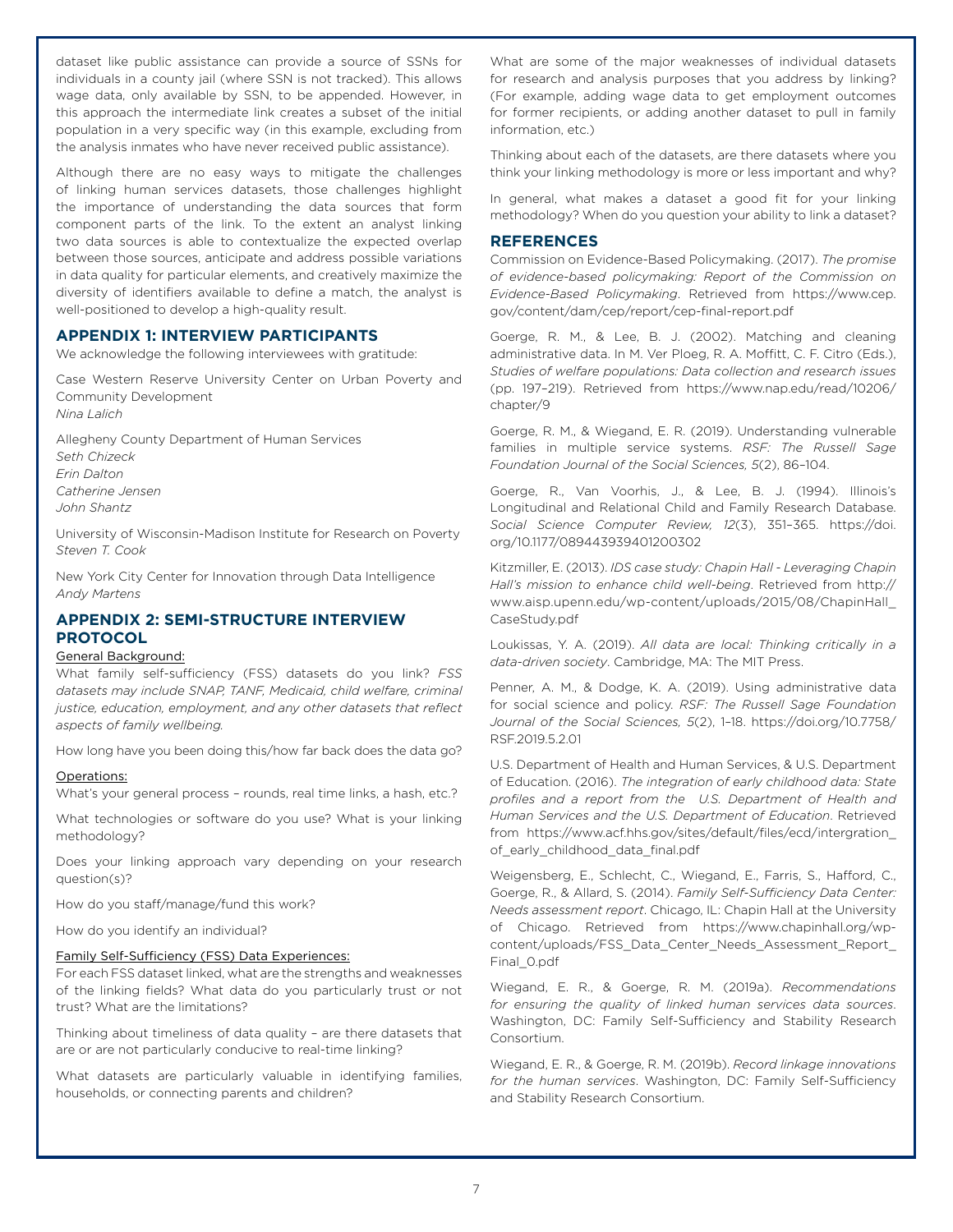dataset like public assistance can provide a source of SSNs for individuals in a county jail (where SSN is not tracked). This allows wage data, only available by SSN, to be appended. However, in this approach the intermediate link creates a subset of the initial population in a very specific way (in this example, excluding from the analysis inmates who have never received public assistance).

Although there are no easy ways to mitigate the challenges of linking human services datasets, those challenges highlight the importance of understanding the data sources that form component parts of the link. To the extent an analyst linking two data sources is able to contextualize the expected overlap between those sources, anticipate and address possible variations in data quality for particular elements, and creatively maximize the diversity of identifiers available to define a match, the analyst is well-positioned to develop a high-quality result.

## APPENDIX 1: INTERVIEW PARTICIPANTS

We acknowledge the following interviewees with gratitude:

Case Western Reserve University Center on Urban Poverty and Community Development
*Nina Lalich*

Allegheny County Department of Human Services
*Seth Chizeck*
*Erin Dalton*
*Catherine Jensen*
*John Shantz*

University of Wisconsin-Madison Institute for Research on Poverty
*Steven T. Cook*

New York City Center for Innovation through Data Intelligence
*Andy Martens*

## APPENDIX 2: SEMI-STRUCTURE INTERVIEW PROTOCOL

General Background:

What family self-sufficiency (FSS) datasets do you link? *FSS datasets may include SNAP, TANF, Medicaid, child welfare, criminal justice, education, employment, and any other datasets that reflect aspects of family wellbeing.*

How long have you been doing this/how far back does the data go?

Operations:

What's your general process – rounds, real time links, a hash, etc.?

What technologies or software do you use? What is your linking methodology?

Does your linking approach vary depending on your research question(s)?

How do you staff/manage/fund this work?

How do you identify an individual?

Family Self-Sufficiency (FSS) Data Experiences:

For each FSS dataset linked, what are the strengths and weaknesses of the linking fields? What data do you particularly trust or not trust? What are the limitations?

Thinking about timeliness of data quality – are there datasets that are or are not particularly conducive to real-time linking?

What datasets are particularly valuable in identifying families, households, or connecting parents and children?

What are some of the major weaknesses of individual datasets for research and analysis purposes that you address by linking? (For example, adding wage data to get employment outcomes for former recipients, or adding another dataset to pull in family information, etc.)

Thinking about each of the datasets, are there datasets where you think your linking methodology is more or less important and why?

In general, what makes a dataset a good fit for your linking methodology? When do you question your ability to link a dataset?

## REFERENCES

Commission on Evidence-Based Policymaking. (2017). *The promise of evidence-based policymaking: Report of the Commission on Evidence-Based Policymaking*. Retrieved from https://www.cep.gov/content/dam/cep/report/cep-final-report.pdf

Goerge, R. M., & Lee, B. J. (2002). Matching and cleaning administrative data. In M. Ver Ploeg, R. A. Moffitt, C. F. Citro (Eds.), *Studies of welfare populations: Data collection and research issues* (pp. 197–219). Retrieved from https://www.nap.edu/read/10206/chapter/9

Goerge, R. M., & Wiegand, E. R. (2019). Understanding vulnerable families in multiple service systems. *RSF: The Russell Sage Foundation Journal of the Social Sciences, 5*(2), 86–104.

Goerge, R., Van Voorhis, J., & Lee, B. J. (1994). Illinois's Longitudinal and Relational Child and Family Research Database. *Social Science Computer Review, 12*(3), 351–365. https://doi.org/10.1177/089443939401200302

Kitzmiller, E. (2013). *IDS case study: Chapin Hall - Leveraging Chapin Hall's mission to enhance child well-being*. Retrieved from http://www.aisp.upenn.edu/wp-content/uploads/2015/08/ChapinHall_CaseStudy.pdf

Loukissas, Y. A. (2019). *All data are local: Thinking critically in a data-driven society*. Cambridge, MA: The MIT Press.

Penner, A. M., & Dodge, K. A. (2019). Using administrative data for social science and policy. *RSF: The Russell Sage Foundation Journal of the Social Sciences, 5*(2), 1–18. https://doi.org/10.7758/RSF.2019.5.2.01

U.S. Department of Health and Human Services, & U.S. Department of Education. (2016). *The integration of early childhood data: State profiles and a report from the U.S. Department of Health and Human Services and the U.S. Department of Education*. Retrieved from https://www.acf.hhs.gov/sites/default/files/ecd/intergration_of_early_childhood_data_final.pdf

Weigensberg, E., Schlecht, C., Wiegand, E., Farris, S., Hafford, C., Goerge, R., & Allard, S. (2014). *Family Self-Sufficiency Data Center: Needs assessment report*. Chicago, IL: Chapin Hall at the University of Chicago. Retrieved from https://www.chapinhall.org/wp-content/uploads/FSS_Data_Center_Needs_Assessment_Report_Final_0.pdf

Wiegand, E. R., & Goerge, R. M. (2019a). *Recommendations for ensuring the quality of linked human services data sources*. Washington, DC: Family Self-Sufficiency and Stability Research Consortium.

Wiegand, E. R., & Goerge, R. M. (2019b). *Record linkage innovations for the human services*. Washington, DC: Family Self-Sufficiency and Stability Research Consortium.